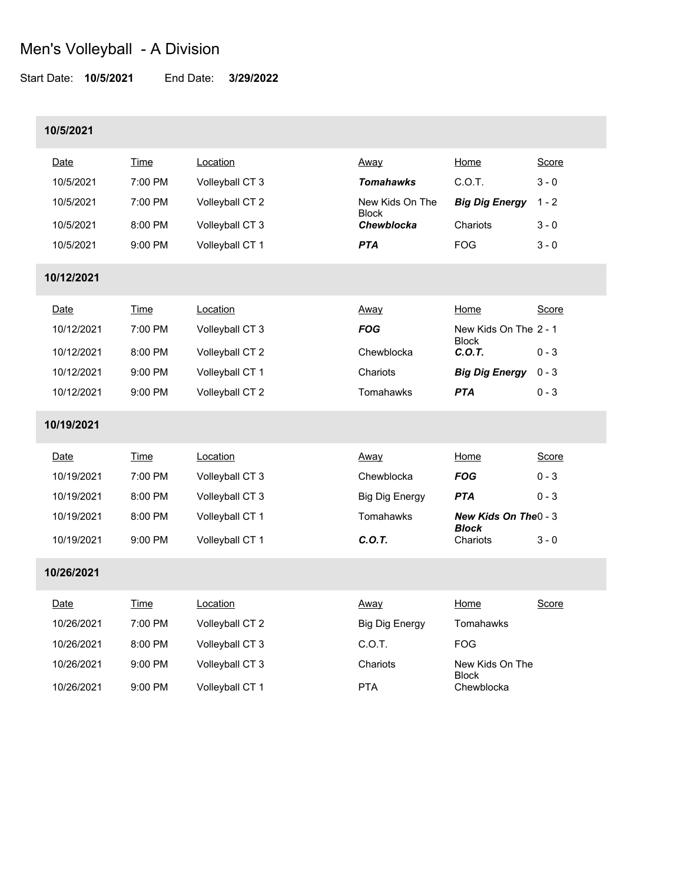# Men's Volleyball - A Division

Start Date: **10/5/2021** End Date: **3/29/2022**

## 10/5/2021

| Date | Time | Location | Away | Home | Score |
|---|---|---|---|---|---|
| 10/5/2021 | 7:00 PM | Volleyball CT 3 | ***Tomahawks*** | C.O.T. | 3 - 0 |
| 10/5/2021 | 7:00 PM | Volleyball CT 2 | New Kids On The Block | ***Big Dig Energy*** | 1 - 2 |
| 10/5/2021 | 8:00 PM | Volleyball CT 3 | ***Chewblocka*** | Chariots | 3 - 0 |
| 10/5/2021 | 9:00 PM | Volleyball CT 1 | ***PTA*** | FOG | 3 - 0 |

## 10/12/2021

| Date | Time | Location | Away | Home | Score |
|---|---|---|---|---|---|
| 10/12/2021 | 7:00 PM | Volleyball CT 3 | ***FOG*** | New Kids On The Block | 2 - 1 |
| 10/12/2021 | 8:00 PM | Volleyball CT 2 | Chewblocka | ***C.O.T.*** | 0 - 3 |
| 10/12/2021 | 9:00 PM | Volleyball CT 1 | Chariots | ***Big Dig Energy*** | 0 - 3 |
| 10/12/2021 | 9:00 PM | Volleyball CT 2 | Tomahawks | ***PTA*** | 0 - 3 |

## 10/19/2021

| Date | Time | Location | Away | Home | Score |
|---|---|---|---|---|---|
| 10/19/2021 | 7:00 PM | Volleyball CT 3 | Chewblocka | ***FOG*** | 0 - 3 |
| 10/19/2021 | 8:00 PM | Volleyball CT 3 | Big Dig Energy | ***PTA*** | 0 - 3 |
| 10/19/2021 | 8:00 PM | Volleyball CT 1 | Tomahawks | ***New Kids On The Block*** | 0 - 3 |
| 10/19/2021 | 9:00 PM | Volleyball CT 1 | ***C.O.T.*** | Chariots | 3 - 0 |

## 10/26/2021

| Date | Time | Location | Away | Home | Score |
|---|---|---|---|---|---|
| 10/26/2021 | 7:00 PM | Volleyball CT 2 | Big Dig Energy | Tomahawks | |
| 10/26/2021 | 8:00 PM | Volleyball CT 3 | C.O.T. | FOG | |
| 10/26/2021 | 9:00 PM | Volleyball CT 3 | Chariots | New Kids On The Block | |
| 10/26/2021 | 9:00 PM | Volleyball CT 1 | PTA | Chewblocka | |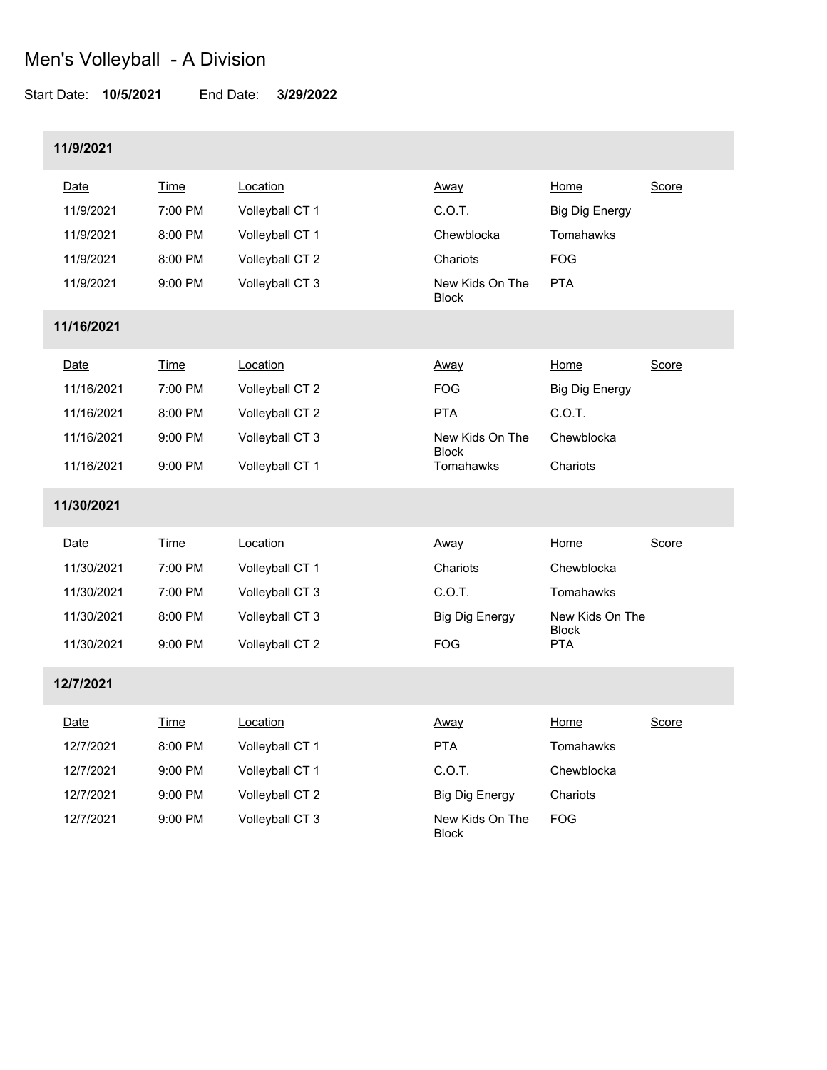# Men's Volleyball - A Division

Start Date: **10/5/2021** End Date: **3/29/2022**

### 11/9/2021

| Date | Time | Location | Away | Home | Score |
|---|---|---|---|---|---|
| 11/9/2021 | 7:00 PM | Volleyball CT 1 | C.O.T. | Big Dig Energy | |
| 11/9/2021 | 8:00 PM | Volleyball CT 1 | Chewblocka | Tomahawks | |
| 11/9/2021 | 8:00 PM | Volleyball CT 2 | Chariots | FOG | |
| 11/9/2021 | 9:00 PM | Volleyball CT 3 | New Kids On The Block | PTA | |

### 11/16/2021

| Date | Time | Location | Away | Home | Score |
|---|---|---|---|---|---|
| 11/16/2021 | 7:00 PM | Volleyball CT 2 | FOG | Big Dig Energy | |
| 11/16/2021 | 8:00 PM | Volleyball CT 2 | PTA | C.O.T. | |
| 11/16/2021 | 9:00 PM | Volleyball CT 3 | New Kids On The Block | Chewblocka | |
| 11/16/2021 | 9:00 PM | Volleyball CT 1 | Tomahawks | Chariots | |

### 11/30/2021

| Date | Time | Location | Away | Home | Score |
|---|---|---|---|---|---|
| 11/30/2021 | 7:00 PM | Volleyball CT 1 | Chariots | Chewblocka | |
| 11/30/2021 | 7:00 PM | Volleyball CT 3 | C.O.T. | Tomahawks | |
| 11/30/2021 | 8:00 PM | Volleyball CT 3 | Big Dig Energy | New Kids On The Block | |
| 11/30/2021 | 9:00 PM | Volleyball CT 2 | FOG | PTA | |

### 12/7/2021

| Date | Time | Location | Away | Home | Score |
|---|---|---|---|---|---|
| 12/7/2021 | 8:00 PM | Volleyball CT 1 | PTA | Tomahawks | |
| 12/7/2021 | 9:00 PM | Volleyball CT 1 | C.O.T. | Chewblocka | |
| 12/7/2021 | 9:00 PM | Volleyball CT 2 | Big Dig Energy | Chariots | |
| 12/7/2021 | 9:00 PM | Volleyball CT 3 | New Kids On The Block | FOG | |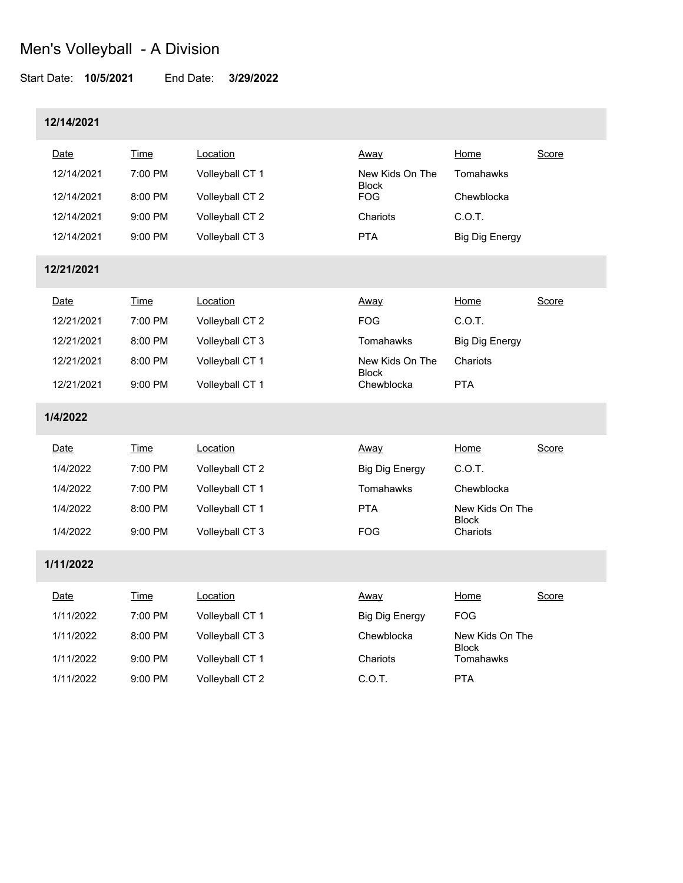# Men's Volleyball - A Division

Start Date: **10/5/2021** End Date: **3/29/2022**

### 12/14/2021

| Date | Time | Location | Away | Home | Score |
| --- | --- | --- | --- | --- | --- |
| 12/14/2021 | 7:00 PM | Volleyball CT 1 | New Kids On The Block | Tomahawks | |
| 12/14/2021 | 8:00 PM | Volleyball CT 2 | FOG | Chewblocka | |
| 12/14/2021 | 9:00 PM | Volleyball CT 2 | Chariots | C.O.T. | |
| 12/14/2021 | 9:00 PM | Volleyball CT 3 | PTA | Big Dig Energy | |

### 12/21/2021

| Date | Time | Location | Away | Home | Score |
| --- | --- | --- | --- | --- | --- |
| 12/21/2021 | 7:00 PM | Volleyball CT 2 | FOG | C.O.T. | |
| 12/21/2021 | 8:00 PM | Volleyball CT 3 | Tomahawks | Big Dig Energy | |
| 12/21/2021 | 8:00 PM | Volleyball CT 1 | New Kids On The Block | Chariots | |
| 12/21/2021 | 9:00 PM | Volleyball CT 1 | Chewblocka | PTA | |

### 1/4/2022

| Date | Time | Location | Away | Home | Score |
| --- | --- | --- | --- | --- | --- |
| 1/4/2022 | 7:00 PM | Volleyball CT 2 | Big Dig Energy | C.O.T. | |
| 1/4/2022 | 7:00 PM | Volleyball CT 1 | Tomahawks | Chewblocka | |
| 1/4/2022 | 8:00 PM | Volleyball CT 1 | PTA | New Kids On The Block | |
| 1/4/2022 | 9:00 PM | Volleyball CT 3 | FOG | Chariots | |

### 1/11/2022

| Date | Time | Location | Away | Home | Score |
| --- | --- | --- | --- | --- | --- |
| 1/11/2022 | 7:00 PM | Volleyball CT 1 | Big Dig Energy | FOG | |
| 1/11/2022 | 8:00 PM | Volleyball CT 3 | Chewblocka | New Kids On The Block | |
| 1/11/2022 | 9:00 PM | Volleyball CT 1 | Chariots | Tomahawks | |
| 1/11/2022 | 9:00 PM | Volleyball CT 2 | C.O.T. | PTA | |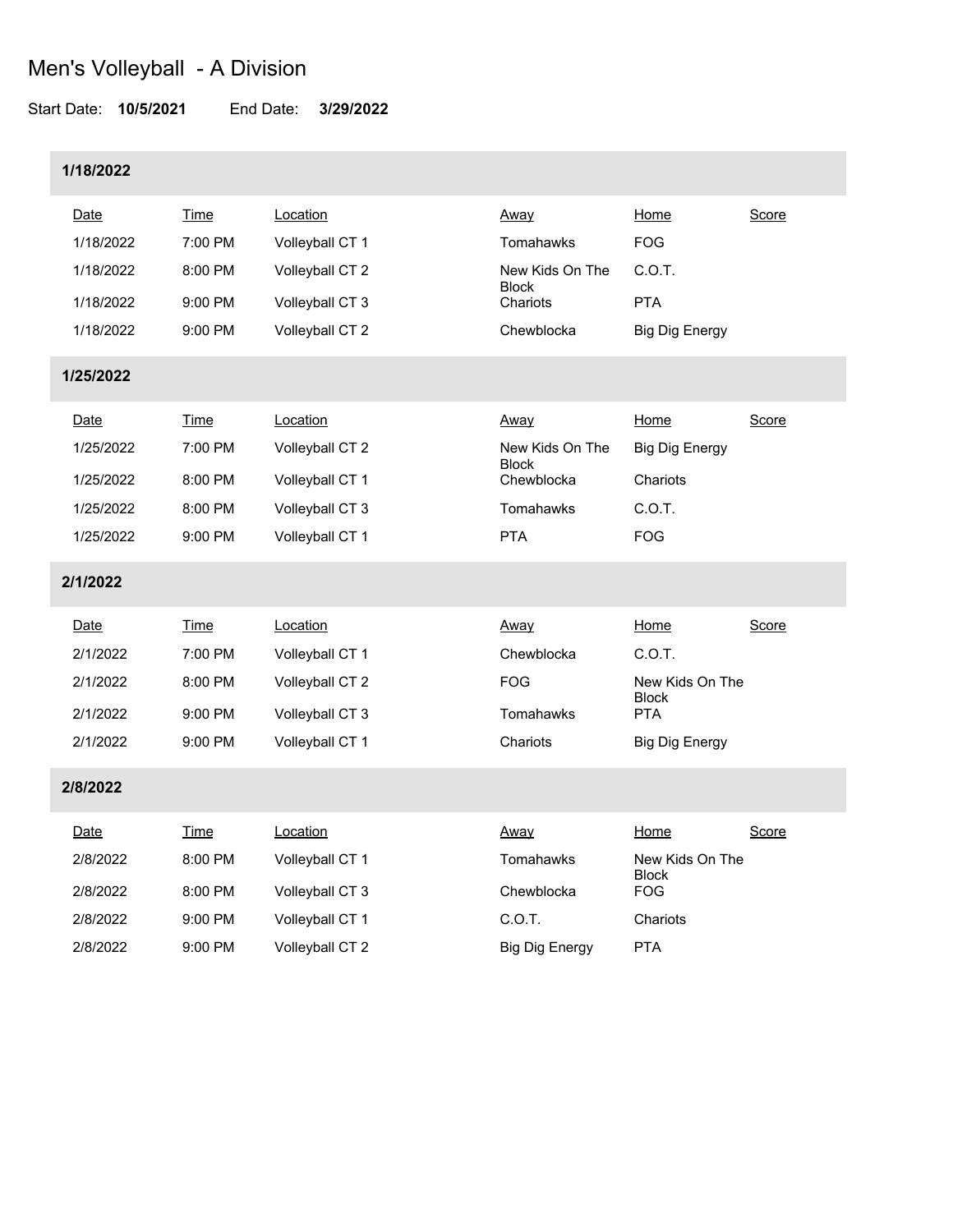# Men's Volleyball - A Division

Start Date: **10/5/2021** End Date: **3/29/2022**

### 1/18/2022

| Date | Time | Location | Away | Home | Score |
|---|---|---|---|---|---|
| 1/18/2022 | 7:00 PM | Volleyball CT 1 | Tomahawks | FOG | |
| 1/18/2022 | 8:00 PM | Volleyball CT 2 | New Kids On The Block | C.O.T. | |
| 1/18/2022 | 9:00 PM | Volleyball CT 3 | Chariots | PTA | |
| 1/18/2022 | 9:00 PM | Volleyball CT 2 | Chewblocka | Big Dig Energy | |

### 1/25/2022

| Date | Time | Location | Away | Home | Score |
|---|---|---|---|---|---|
| 1/25/2022 | 7:00 PM | Volleyball CT 2 | New Kids On The Block | Big Dig Energy | |
| 1/25/2022 | 8:00 PM | Volleyball CT 1 | Chewblocka | Chariots | |
| 1/25/2022 | 8:00 PM | Volleyball CT 3 | Tomahawks | C.O.T. | |
| 1/25/2022 | 9:00 PM | Volleyball CT 1 | PTA | FOG | |

### 2/1/2022

| Date | Time | Location | Away | Home | Score |
|---|---|---|---|---|---|
| 2/1/2022 | 7:00 PM | Volleyball CT 1 | Chewblocka | C.O.T. | |
| 2/1/2022 | 8:00 PM | Volleyball CT 2 | FOG | New Kids On The Block | |
| 2/1/2022 | 9:00 PM | Volleyball CT 3 | Tomahawks | PTA | |
| 2/1/2022 | 9:00 PM | Volleyball CT 1 | Chariots | Big Dig Energy | |

### 2/8/2022

| Date | Time | Location | Away | Home | Score |
|---|---|---|---|---|---|
| 2/8/2022 | 8:00 PM | Volleyball CT 1 | Tomahawks | New Kids On The Block | |
| 2/8/2022 | 8:00 PM | Volleyball CT 3 | Chewblocka | FOG | |
| 2/8/2022 | 9:00 PM | Volleyball CT 1 | C.O.T. | Chariots | |
| 2/8/2022 | 9:00 PM | Volleyball CT 2 | Big Dig Energy | PTA | |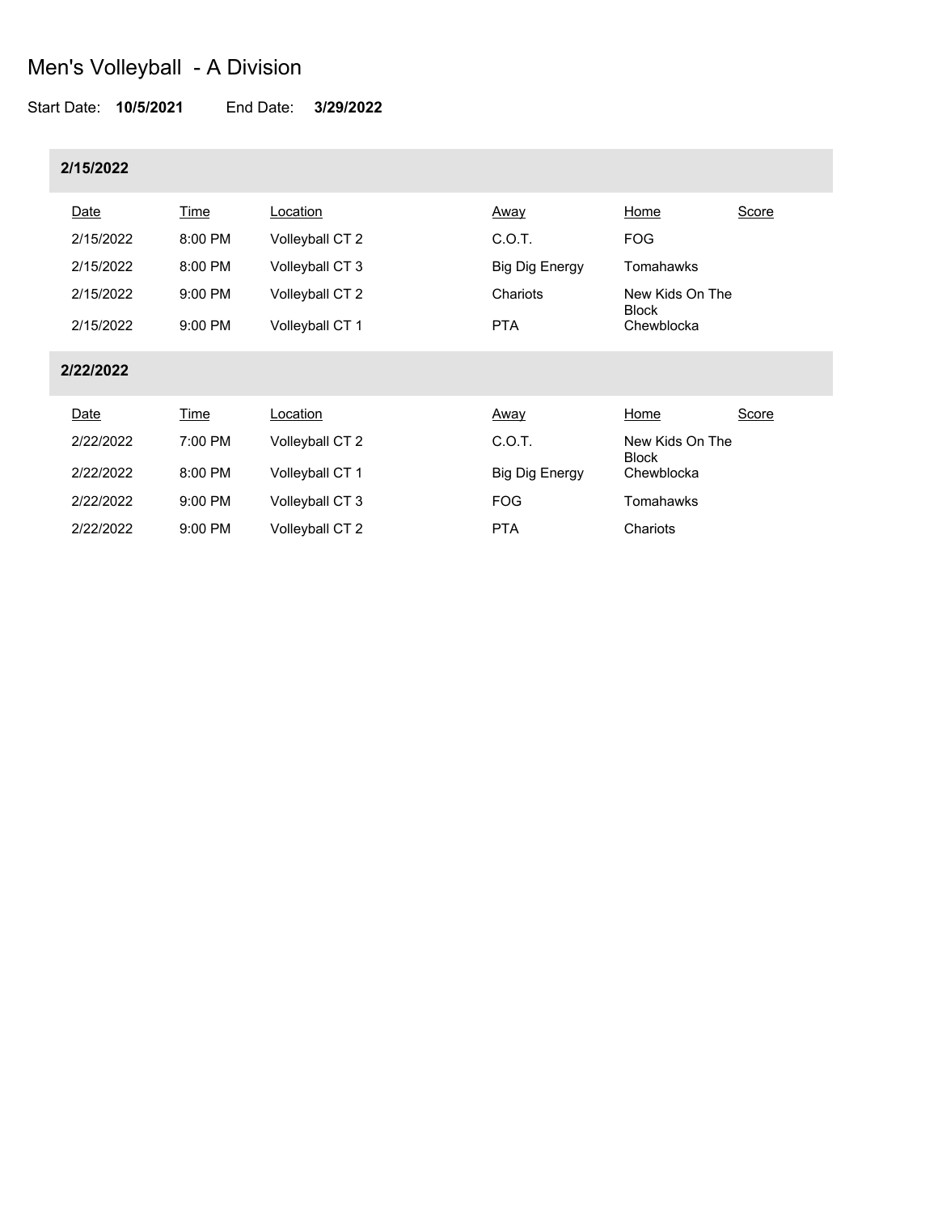# Men's Volleyball - A Division

Start Date: **10/5/2021** End Date: **3/29/2022**

## 2/15/2022

| Date | Time | Location | Away | Home | Score |
|---|---|---|---|---|---|
| 2/15/2022 | 8:00 PM | Volleyball CT 2 | C.O.T. | FOG | |
| 2/15/2022 | 8:00 PM | Volleyball CT 3 | Big Dig Energy | Tomahawks | |
| 2/15/2022 | 9:00 PM | Volleyball CT 2 | Chariots | New Kids On The Block | |
| 2/15/2022 | 9:00 PM | Volleyball CT 1 | PTA | Chewblocka | |

## 2/22/2022

| Date | Time | Location | Away | Home | Score |
|---|---|---|---|---|---|
| 2/22/2022 | 7:00 PM | Volleyball CT 2 | C.O.T. | New Kids On The Block | |
| 2/22/2022 | 8:00 PM | Volleyball CT 1 | Big Dig Energy | Chewblocka | |
| 2/22/2022 | 9:00 PM | Volleyball CT 3 | FOG | Tomahawks | |
| 2/22/2022 | 9:00 PM | Volleyball CT 2 | PTA | Chariots | |